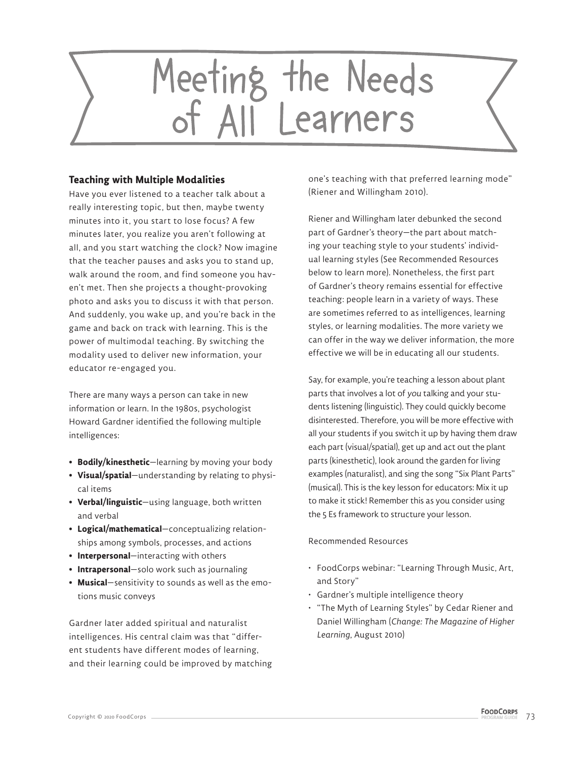# Meeting the Needs of All Learners

## Teaching with Multiple Modalities

Have you ever listened to a teacher talk about a really interesting topic, but then, maybe twenty minutes into it, you start to lose focus? A few minutes later, you realize you aren't following at all, and you start watching the clock? Now imagine that the teacher pauses and asks you to stand up, walk around the room, and find someone you haven't met. Then she projects a thought-provoking photo and asks you to discuss it with that person. And suddenly, you wake up, and you're back in the game and back on track with learning. This is the power of multimodal teaching. By switching the modality used to deliver new information, your educator re-engaged you.

There are many ways a person can take in new information or learn. In the 1980s, psychologist Howard Gardner identified the following multiple intelligences:

- **Bodily/kinesthetic**—learning by moving your body
- **Visual/spatial**—understanding by relating to physical items
- **Verbal/linguistic**—using language, both written and verbal
- **Logical/mathematical**—conceptualizing relationships among symbols, processes, and actions
- **Interpersonal**—interacting with others
- **Intrapersonal**—solo work such as journaling
- **Musical**—sensitivity to sounds as well as the emotions music conveys

Gardner later added spiritual and naturalist intelligences. His central claim was that "different students have different modes of learning, and their learning could be improved by matching one's teaching with that preferred learning mode" (Riener and Willingham 2010).

Riener and Willingham later debunked the second part of Gardner's theory—the part about matching your teaching style to your students' individual learning styles (See Recommended Resources below to learn more). Nonetheless, the first part of Gardner's theory remains essential for effective teaching: people learn in a variety of ways. These are sometimes referred to as intelligences, learning styles, or learning modalities. The more variety we can offer in the way we deliver information, the more effective we will be in educating all our students.

Say, for example, you're teaching a lesson about plant parts that involves a lot of *you* talking and your students listening (linguistic). They could quickly become disinterested. Therefore, you will be more effective with all your students if you switch it up by having them draw each part (visual/spatial), get up and act out the plant parts (kinesthetic), look around the garden for living examples (naturalist), and sing the song "Six Plant Parts" (musical). This is the key lesson for educators: Mix it up to make it stick! Remember this as you consider using the 5 Es framework to structure your lesson.

Recommended Resources

- FoodCorps webinar: "Learning Through Music, Art, and Story"
- Gardner's multiple intelligence theory
- "The Myth of Learning Styles" by Cedar Riener and Daniel Willingham (*Change: The Magazine of Higher Learning*, August 2010)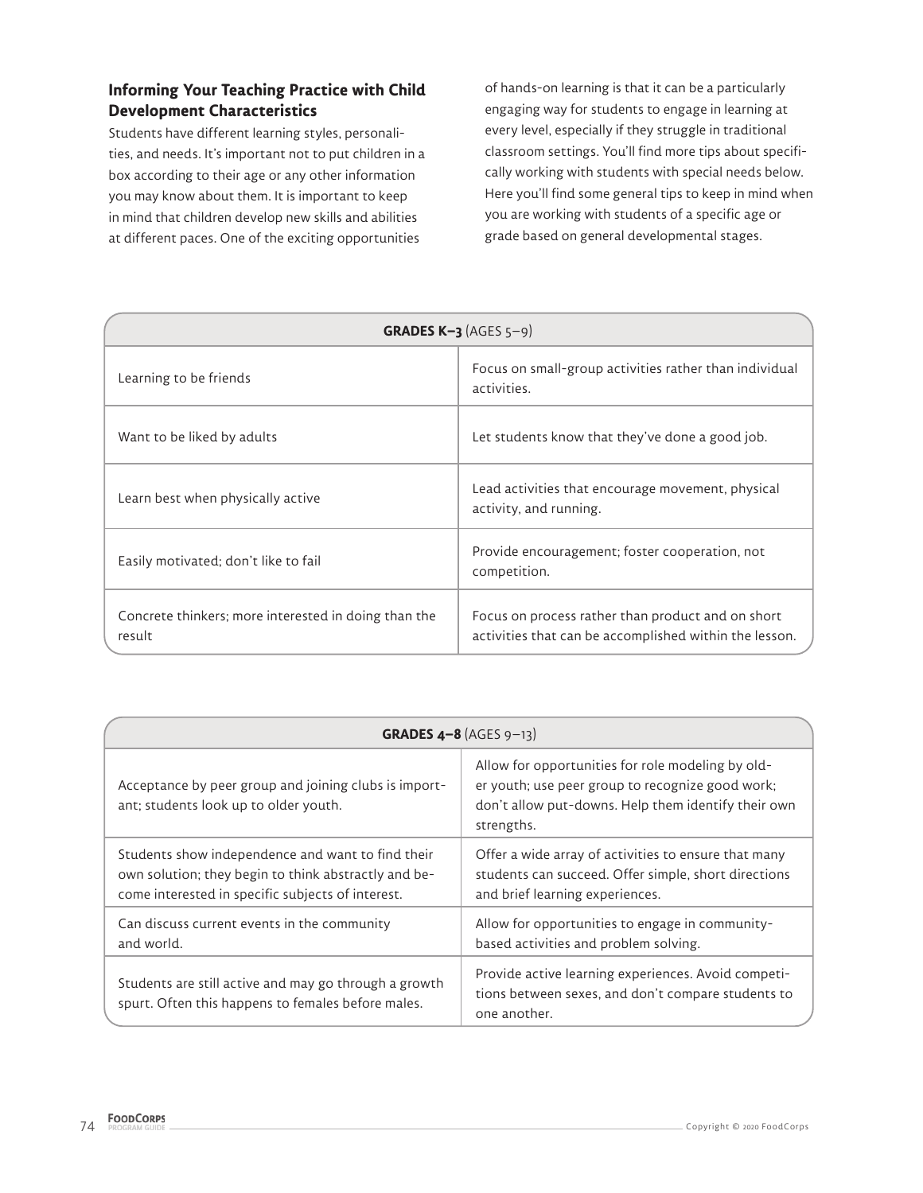### Informing Your Teaching Practice with Child Development Characteristics

Students have different learning styles, personalities, and needs. It's important not to put children in a box according to their age or any other information you may know about them. It is important to keep in mind that children develop new skills and abilities at different paces. One of the exciting opportunities of hands-on learning is that it can be a particularly engaging way for students to engage in learning at every level, especially if they struggle in traditional classroom settings. You'll find more tips about specifically working with students with special needs below. Here you'll find some general tips to keep in mind when you are working with students of a specific age or grade based on general developmental stages.

| **GRADES K–3** (AGES 5–9) | |
|---|---|
| Learning to be friends | Focus on small-group activities rather than individual activities. |
| Want to be liked by adults | Let students know that they've done a good job. |
| Learn best when physically active | Lead activities that encourage movement, physical activity, and running. |
| Easily motivated; don't like to fail | Provide encouragement; foster cooperation, not competition. |
| Concrete thinkers; more interested in doing than the result | Focus on process rather than product and on short activities that can be accomplished within the lesson. |

| **GRADES 4–8** (AGES 9–13) | |
|---|---|
| Acceptance by peer group and joining clubs is important; students look up to older youth. | Allow for opportunities for role modeling by older youth; use peer group to recognize good work; don't allow put-downs. Help them identify their own strengths. |
| Students show independence and want to find their own solution; they begin to think abstractly and become interested in specific subjects of interest. | Offer a wide array of activities to ensure that many students can succeed. Offer simple, short directions and brief learning experiences. |
| Can discuss current events in the community and world. | Allow for opportunities to engage in community-based activities and problem solving. |
| Students are still active and may go through a growth spurt. Often this happens to females before males. | Provide active learning experiences. Avoid competitions between sexes, and don't compare students to one another. |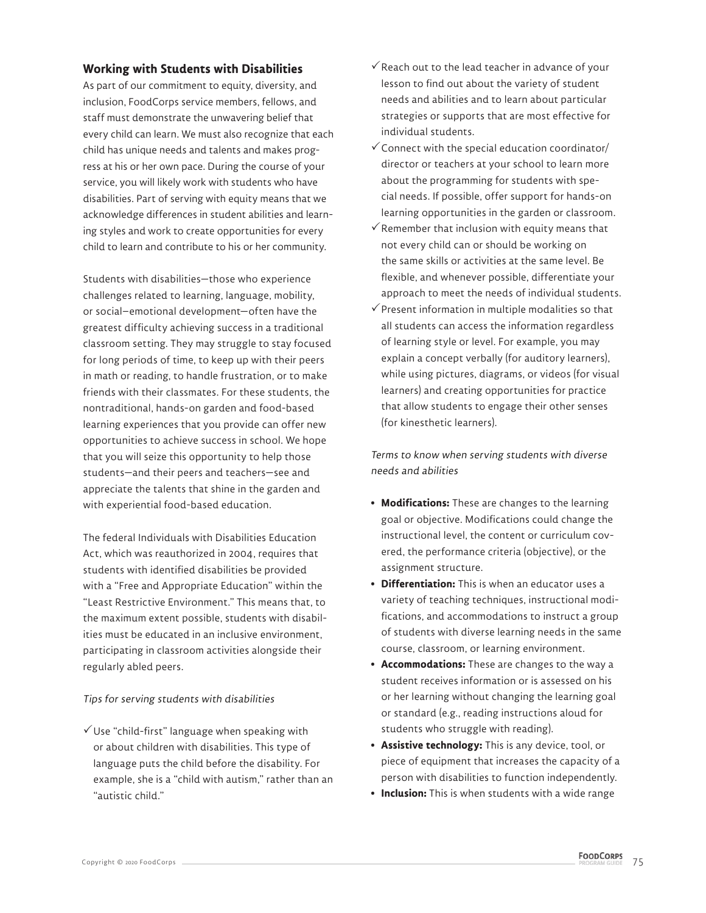## Working with Students with Disabilities

As part of our commitment to equity, diversity, and inclusion, FoodCorps service members, fellows, and staff must demonstrate the unwavering belief that every child can learn. We must also recognize that each child has unique needs and talents and makes progress at his or her own pace. During the course of your service, you will likely work with students who have disabilities. Part of serving with equity means that we acknowledge differences in student abilities and learning styles and work to create opportunities for every child to learn and contribute to his or her community.

Students with disabilities—those who experience challenges related to learning, language, mobility, or social–emotional development—often have the greatest difficulty achieving success in a traditional classroom setting. They may struggle to stay focused for long periods of time, to keep up with their peers in math or reading, to handle frustration, or to make friends with their classmates. For these students, the nontraditional, hands-on garden and food-based learning experiences that you provide can offer new opportunities to achieve success in school. We hope that you will seize this opportunity to help those students—and their peers and teachers—see and appreciate the talents that shine in the garden and with experiential food-based education.

The federal Individuals with Disabilities Education Act, which was reauthorized in 2004, requires that students with identified disabilities be provided with a "Free and Appropriate Education" within the "Least Restrictive Environment." This means that, to the maximum extent possible, students with disabilities must be educated in an inclusive environment, participating in classroom activities alongside their regularly abled peers.

*Tips for serving students with disabilities*

- ✓ Use "child-first" language when speaking with or about children with disabilities. This type of language puts the child before the disability. For example, she is a "child with autism," rather than an "autistic child."
- ✓ Reach out to the lead teacher in advance of your lesson to find out about the variety of student needs and abilities and to learn about particular strategies or supports that are most effective for individual students.
- ✓ Connect with the special education coordinator/director or teachers at your school to learn more about the programming for students with special needs. If possible, offer support for hands-on learning opportunities in the garden or classroom.
- ✓ Remember that inclusion with equity means that not every child can or should be working on the same skills or activities at the same level. Be flexible, and whenever possible, differentiate your approach to meet the needs of individual students.
- ✓ Present information in multiple modalities so that all students can access the information regardless of learning style or level. For example, you may explain a concept verbally (for auditory learners), while using pictures, diagrams, or videos (for visual learners) and creating opportunities for practice that allow students to engage their other senses (for kinesthetic learners).

*Terms to know when serving students with diverse needs and abilities*

- **Modifications:** These are changes to the learning goal or objective. Modifications could change the instructional level, the content or curriculum covered, the performance criteria (objective), or the assignment structure.
- **Differentiation:** This is when an educator uses a variety of teaching techniques, instructional modifications, and accommodations to instruct a group of students with diverse learning needs in the same course, classroom, or learning environment.
- **Accommodations:** These are changes to the way a student receives information or is assessed on his or her learning without changing the learning goal or standard (e.g., reading instructions aloud for students who struggle with reading).
- **Assistive technology:** This is any device, tool, or piece of equipment that increases the capacity of a person with disabilities to function independently.
- **Inclusion:** This is when students with a wide range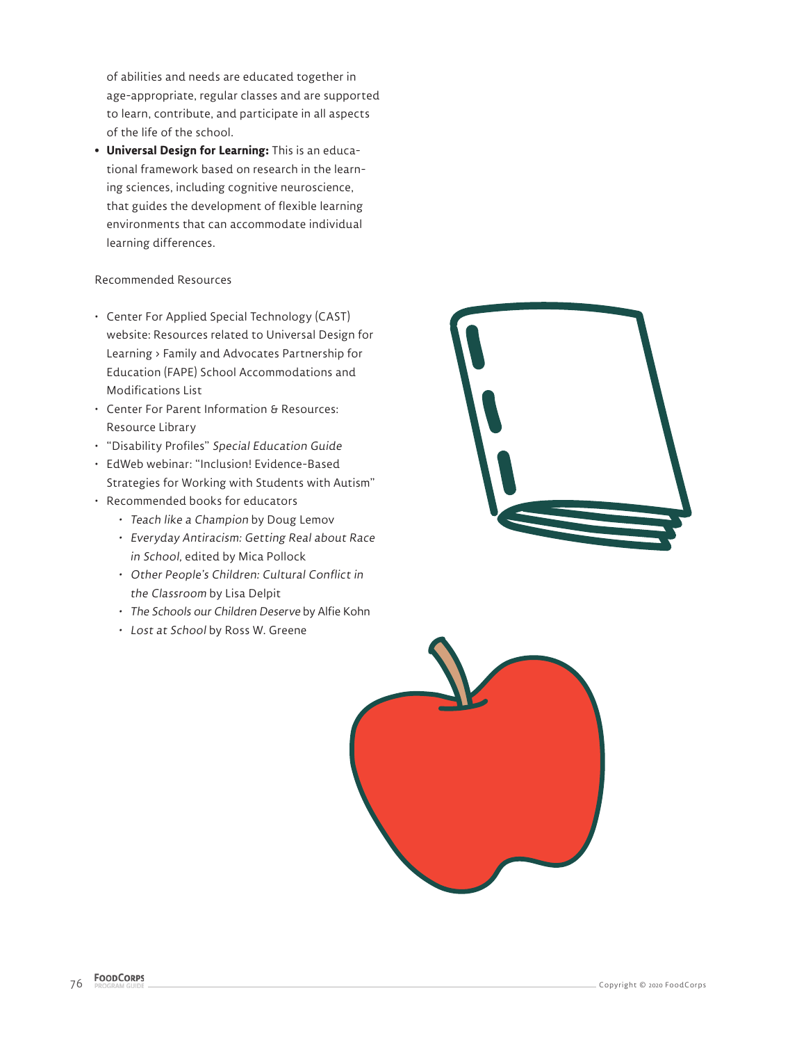of abilities and needs are educated together in age-appropriate, regular classes and are supported to learn, contribute, and participate in all aspects of the life of the school.

- **Universal Design for Learning:** This is an educational framework based on research in the learning sciences, including cognitive neuroscience, that guides the development of flexible learning environments that can accommodate individual learning differences.

Recommended Resources

- Center For Applied Special Technology (CAST) website: Resources related to Universal Design for Learning › Family and Advocates Partnership for Education (FAPE) School Accommodations and Modifications List
- Center For Parent Information & Resources: Resource Library
- "Disability Profiles" *Special Education Guide*
- EdWeb webinar: "Inclusion! Evidence-Based Strategies for Working with Students with Autism"
- Recommended books for educators
    - *Teach like a Champion* by Doug Lemov
    - *Everyday Antiracism: Getting Real about Race in School,* edited by Mica Pollock
    - *Other People's Children: Cultural Conflict in the Classroom* by Lisa Delpit
    - *The Schools our Children Deserve* by Alfie Kohn
    - *Lost at School* by Ross W. Greene